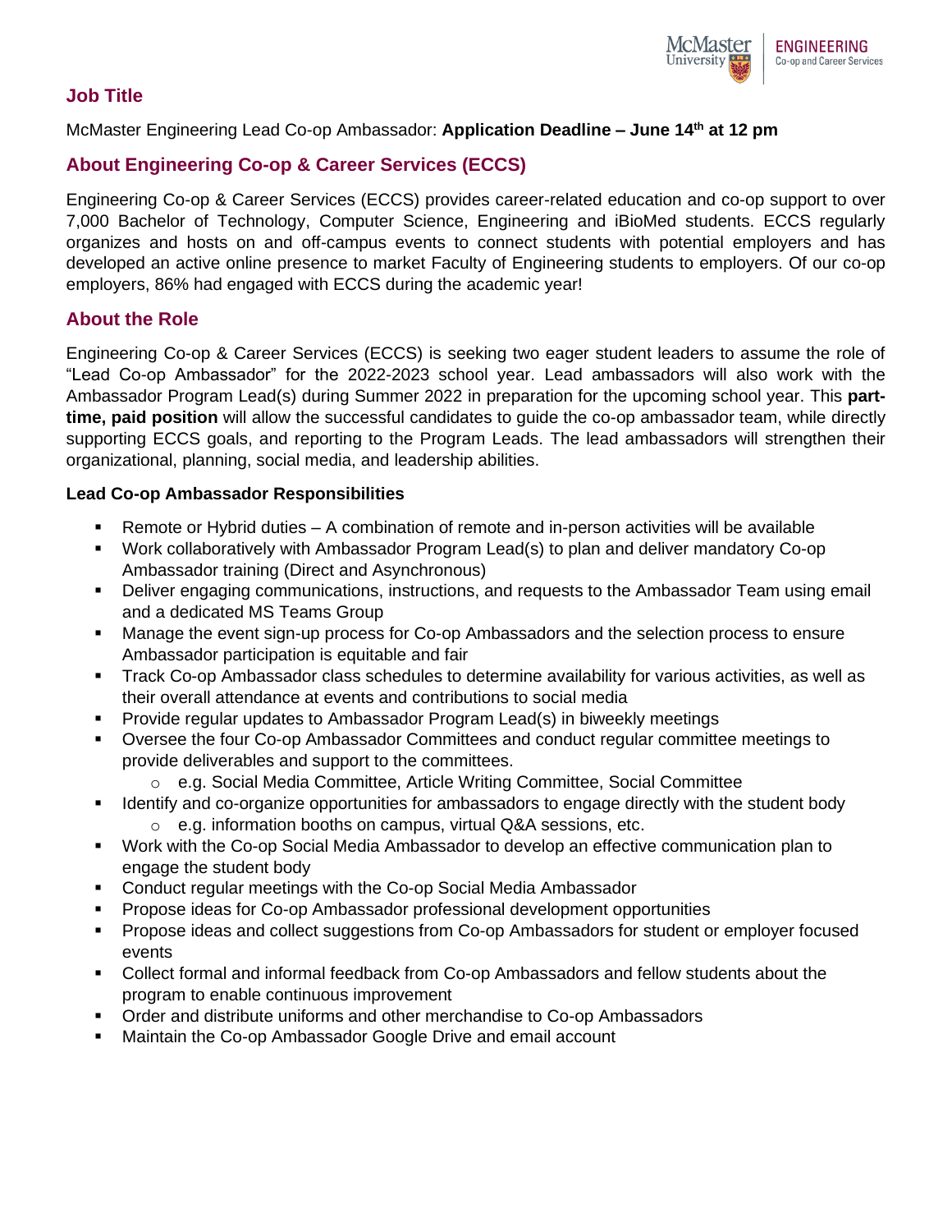## Job Title

McMaster Engineering Lead Co-op Ambassador: **Application Deadline – June 14th at 12 pm**

## About Engineering Co-op & Career Services (ECCS)

Engineering Co-op & Career Services (ECCS) provides career-related education and co-op support to over 7,000 Bachelor of Technology, Computer Science, Engineering and iBioMed students. ECCS regularly organizes and hosts on and off-campus events to connect students with potential employers and has developed an active online presence to market Faculty of Engineering students to employers. Of our co-op employers, 86% had engaged with ECCS during the academic year!

## About the Role

Engineering Co-op & Career Services (ECCS) is seeking two eager student leaders to assume the role of "Lead Co-op Ambassador" for the 2022-2023 school year. Lead ambassadors will also work with the Ambassador Program Lead(s) during Summer 2022 in preparation for the upcoming school year. This **part-time, paid position** will allow the successful candidates to guide the co-op ambassador team, while directly supporting ECCS goals, and reporting to the Program Leads. The lead ambassadors will strengthen their organizational, planning, social media, and leadership abilities.

**Lead Co-op Ambassador Responsibilities**

- Remote or Hybrid duties – A combination of remote and in-person activities will be available
- Work collaboratively with Ambassador Program Lead(s) to plan and deliver mandatory Co-op Ambassador training (Direct and Asynchronous)
- Deliver engaging communications, instructions, and requests to the Ambassador Team using email and a dedicated MS Teams Group
- Manage the event sign-up process for Co-op Ambassadors and the selection process to ensure Ambassador participation is equitable and fair
- Track Co-op Ambassador class schedules to determine availability for various activities, as well as their overall attendance at events and contributions to social media
- Provide regular updates to Ambassador Program Lead(s) in biweekly meetings
- Oversee the four Co-op Ambassador Committees and conduct regular committee meetings to provide deliverables and support to the committees.
  - e.g. Social Media Committee, Article Writing Committee, Social Committee
- Identify and co-organize opportunities for ambassadors to engage directly with the student body
  - e.g. information booths on campus, virtual Q&A sessions, etc.
- Work with the Co-op Social Media Ambassador to develop an effective communication plan to engage the student body
- Conduct regular meetings with the Co-op Social Media Ambassador
- Propose ideas for Co-op Ambassador professional development opportunities
- Propose ideas and collect suggestions from Co-op Ambassadors for student or employer focused events
- Collect formal and informal feedback from Co-op Ambassadors and fellow students about the program to enable continuous improvement
- Order and distribute uniforms and other merchandise to Co-op Ambassadors
- Maintain the Co-op Ambassador Google Drive and email account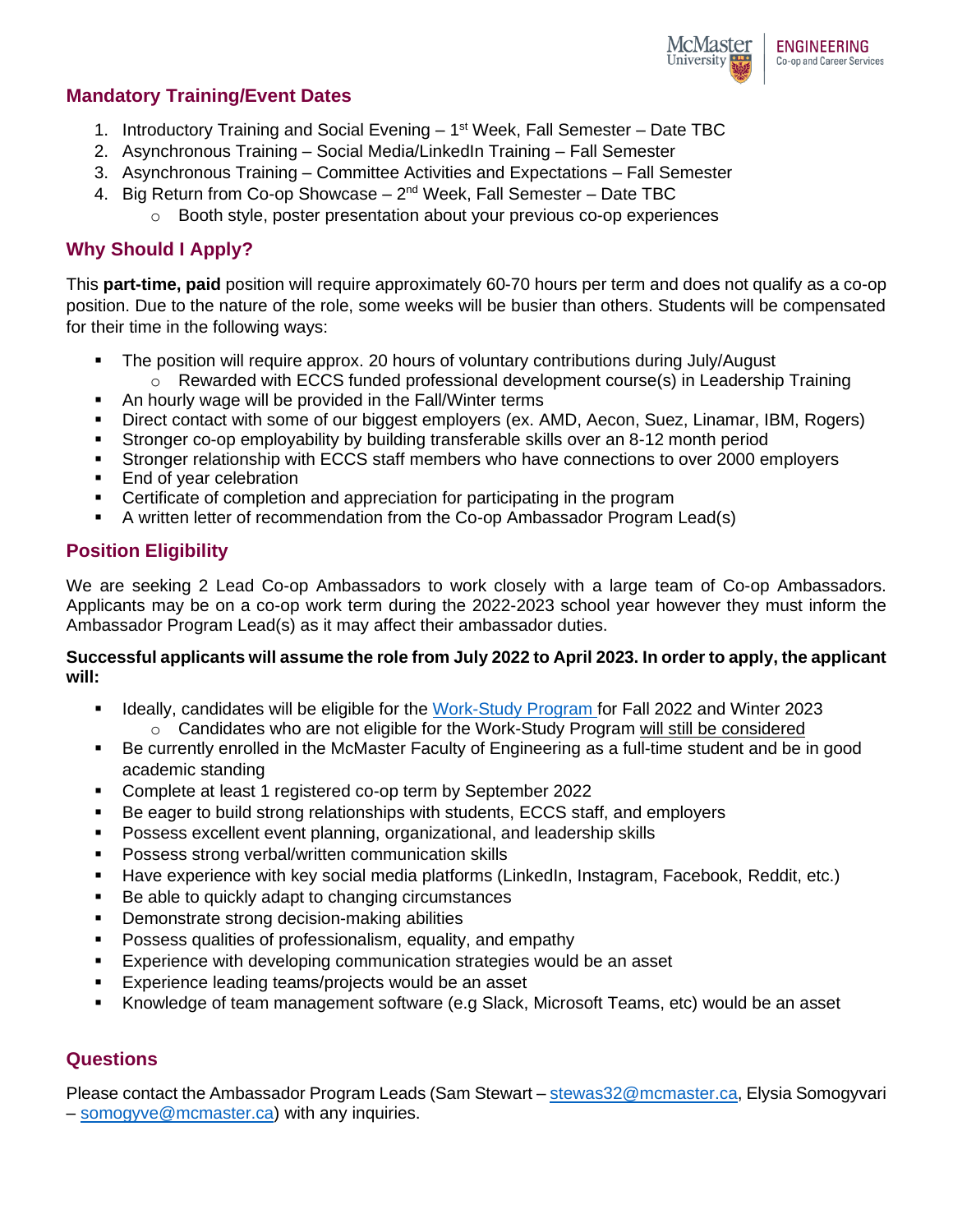## Mandatory Training/Event Dates

1. Introductory Training and Social Evening – 1st Week, Fall Semester – Date TBC
2. Asynchronous Training – Social Media/LinkedIn Training – Fall Semester
3. Asynchronous Training – Committee Activities and Expectations – Fall Semester
4. Big Return from Co-op Showcase – 2nd Week, Fall Semester – Date TBC
   - Booth style, poster presentation about your previous co-op experiences

## Why Should I Apply?

This **part-time, paid** position will require approximately 60-70 hours per term and does not qualify as a co-op position. Due to the nature of the role, some weeks will be busier than others. Students will be compensated for their time in the following ways:

- The position will require approx. 20 hours of voluntary contributions during July/August
  - Rewarded with ECCS funded professional development course(s) in Leadership Training
- An hourly wage will be provided in the Fall/Winter terms
- Direct contact with some of our biggest employers (ex. AMD, Aecon, Suez, Linamar, IBM, Rogers)
- Stronger co-op employability by building transferable skills over an 8-12 month period
- Stronger relationship with ECCS staff members who have connections to over 2000 employers
- End of year celebration
- Certificate of completion and appreciation for participating in the program
- A written letter of recommendation from the Co-op Ambassador Program Lead(s)

## Position Eligibility

We are seeking 2 Lead Co-op Ambassadors to work closely with a large team of Co-op Ambassadors. Applicants may be on a co-op work term during the 2022-2023 school year however they must inform the Ambassador Program Lead(s) as it may affect their ambassador duties.

**Successful applicants will assume the role from July 2022 to April 2023. In order to apply, the applicant will:**

- Ideally, candidates will be eligible for the Work-Study Program for Fall 2022 and Winter 2023
  - Candidates who are not eligible for the Work-Study Program will still be considered
- Be currently enrolled in the McMaster Faculty of Engineering as a full-time student and be in good academic standing
- Complete at least 1 registered co-op term by September 2022
- Be eager to build strong relationships with students, ECCS staff, and employers
- Possess excellent event planning, organizational, and leadership skills
- Possess strong verbal/written communication skills
- Have experience with key social media platforms (LinkedIn, Instagram, Facebook, Reddit, etc.)
- Be able to quickly adapt to changing circumstances
- Demonstrate strong decision-making abilities
- Possess qualities of professionalism, equality, and empathy
- Experience with developing communication strategies would be an asset
- Experience leading teams/projects would be an asset
- Knowledge of team management software (e.g Slack, Microsoft Teams, etc) would be an asset

## Questions

Please contact the Ambassador Program Leads (Sam Stewart – stewas32@mcmaster.ca, Elysia Somogyvari – somogyve@mcmaster.ca) with any inquiries.